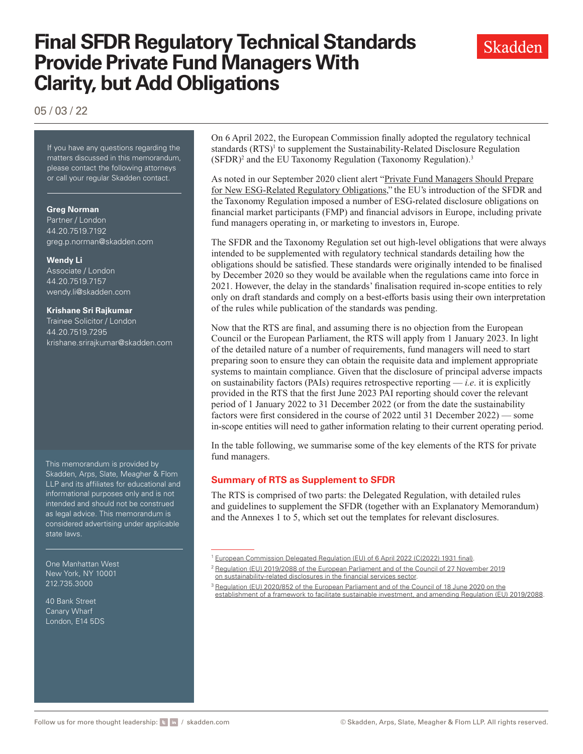# Final SFDR Regulatory Technical Standards Provide Private Fund Managers With Clarity, but Add Obligations

05 / 03 / 22

If you have any questions regarding the matters discussed in this memorandum, please contact the following attorneys or call your regular Skadden contact.

**Greg Norman**
Partner / London
44.20.7519.7192
greg.p.norman@skadden.com

**Wendy Li**
Associate / London
44.20.7519.7157
wendy.li@skadden.com

**Krishane Sri Rajkumar**
Trainee Solicitor / London
44.20.7519.7295
krishane.srirajkumar@skadden.com

This memorandum is provided by Skadden, Arps, Slate, Meagher & Flom LLP and its affiliates for educational and informational purposes only and is not intended and should not be construed as legal advice. This memorandum is considered advertising under applicable state laws.

One Manhattan West
New York, NY 10001
212.735.3000

40 Bank Street
Canary Wharf
London, E14 5DS

On 6 April 2022, the European Commission finally adopted the regulatory technical standards (RTS)[1] to supplement the Sustainability-Related Disclosure Regulation (SFDR)[2] and the EU Taxonomy Regulation (Taxonomy Regulation).[3]

As noted in our September 2020 client alert "Private Fund Managers Should Prepare for New ESG-Related Regulatory Obligations," the EU's introduction of the SFDR and the Taxonomy Regulation imposed a number of ESG-related disclosure obligations on financial market participants (FMP) and financial advisors in Europe, including private fund managers operating in, or marketing to investors in, Europe.

The SFDR and the Taxonomy Regulation set out high-level obligations that were always intended to be supplemented with regulatory technical standards detailing how the obligations should be satisfied. These standards were originally intended to be finalised by December 2020 so they would be available when the regulations came into force in 2021. However, the delay in the standards' finalisation required in-scope entities to rely only on draft standards and comply on a best-efforts basis using their own interpretation of the rules while publication of the standards was pending.

Now that the RTS are final, and assuming there is no objection from the European Council or the European Parliament, the RTS will apply from 1 January 2023. In light of the detailed nature of a number of requirements, fund managers will need to start preparing soon to ensure they can obtain the requisite data and implement appropriate systems to maintain compliance. Given that the disclosure of principal adverse impacts on sustainability factors (PAIs) requires retrospective reporting — *i.e.* it is explicitly provided in the RTS that the first June 2023 PAI reporting should cover the relevant period of 1 January 2022 to 31 December 2022 (or from the date the sustainability factors were first considered in the course of 2022 until 31 December 2022) — some in-scope entities will need to gather information relating to their current operating period.

In the table following, we summarise some of the key elements of the RTS for private fund managers.

## Summary of RTS as Supplement to SFDR

The RTS is comprised of two parts: the Delegated Regulation, with detailed rules and guidelines to supplement the SFDR (together with an Explanatory Memorandum) and the Annexes 1 to 5, which set out the templates for relevant disclosures.

---

[1] European Commission Delegated Regulation (EU) of 6 April 2022 (C(2022) 1931 final).

[2] Regulation (EU) 2019/2088 of the European Parliament and of the Council of 27 November 2019 on sustainability-related disclosures in the financial services sector.

[3] Regulation (EU) 2020/852 of the European Parliament and of the Council of 18 June 2020 on the establishment of a framework to facilitate sustainable investment, and amending Regulation (EU) 2019/2088.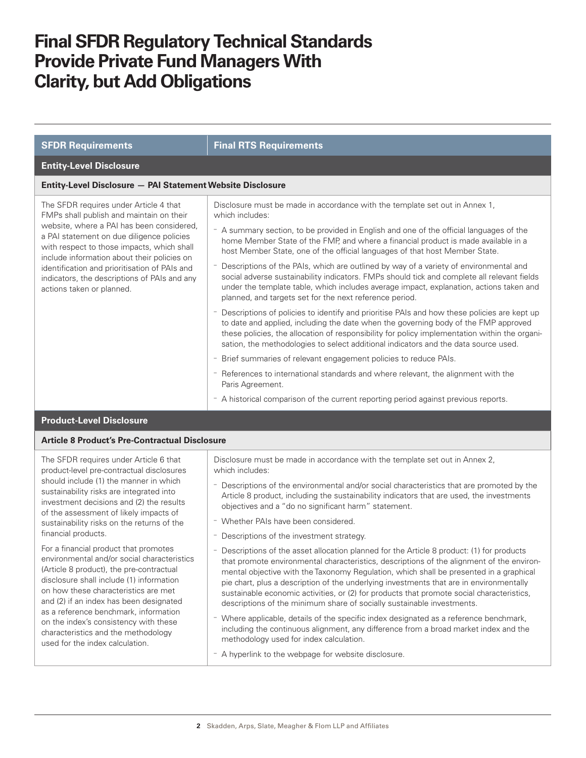# Final SFDR Regulatory Technical Standards Provide Private Fund Managers With Clarity, but Add Obligations

| SFDR Requirements | Final RTS Requirements |
|---|---|
| **Entity-Level Disclosure** | |
| **Entity-Level Disclosure — PAI Statement Website Disclosure** | |
| The SFDR requires under Article 4 that FMPs shall publish and maintain on their website, where a PAI has been considered, a PAI statement on due diligence policies with respect to those impacts, which shall include information about their policies on identification and prioritisation of PAIs and indicators, the descriptions of PAIs and any actions taken or planned. | Disclosure must be made in accordance with the template set out in Annex 1, which includes:<br>- A summary section, to be provided in English and one of the official languages of the home Member State of the FMP, and where a financial product is made available in a host Member State, one of the official languages of that host Member State.<br>- Descriptions of the PAIs, which are outlined by way of a variety of environmental and social adverse sustainability indicators. FMPs should tick and complete all relevant fields under the template table, which includes average impact, explanation, actions taken and planned, and targets set for the next reference period.<br>- Descriptions of policies to identify and prioritise PAIs and how these policies are kept up to date and applied, including the date when the governing body of the FMP approved these policies, the allocation of responsibility for policy implementation within the organisation, the methodologies to select additional indicators and the data source used.<br>- Brief summaries of relevant engagement policies to reduce PAIs.<br>- References to international standards and where relevant, the alignment with the Paris Agreement.<br>- A historical comparison of the current reporting period against previous reports. |
| **Product-Level Disclosure** | |
| **Article 8 Product's Pre-Contractual Disclosure** | |
| The SFDR requires under Article 6 that product-level pre-contractual disclosures should include (1) the manner in which sustainability risks are integrated into investment decisions and (2) the results of the assessment of likely impacts of sustainability risks on the returns of the financial products.<br><br>For a financial product that promotes environmental and/or social characteristics (Article 8 product), the pre-contractual disclosure shall include (1) information on how these characteristics are met and (2) if an index has been designated as a reference benchmark, information on the index's consistency with these characteristics and the methodology used for the index calculation. | Disclosure must be made in accordance with the template set out in Annex 2, which includes:<br>- Descriptions of the environmental and/or social characteristics that are promoted by the Article 8 product, including the sustainability indicators that are used, the investments objectives and a "do no significant harm" statement.<br>- Whether PAIs have been considered.<br>- Descriptions of the investment strategy.<br>- Descriptions of the asset allocation planned for the Article 8 product: (1) for products that promote environmental characteristics, descriptions of the alignment of the environmental objective with the Taxonomy Regulation, which shall be presented in a graphical pie chart, plus a description of the underlying investments that are in environmentally sustainable economic activities, or (2) for products that promote social characteristics, descriptions of the minimum share of socially sustainable investments.<br>- Where applicable, details of the specific index designated as a reference benchmark, including the continuous alignment, any difference from a broad market index and the methodology used for index calculation.<br>- A hyperlink to the webpage for website disclosure. |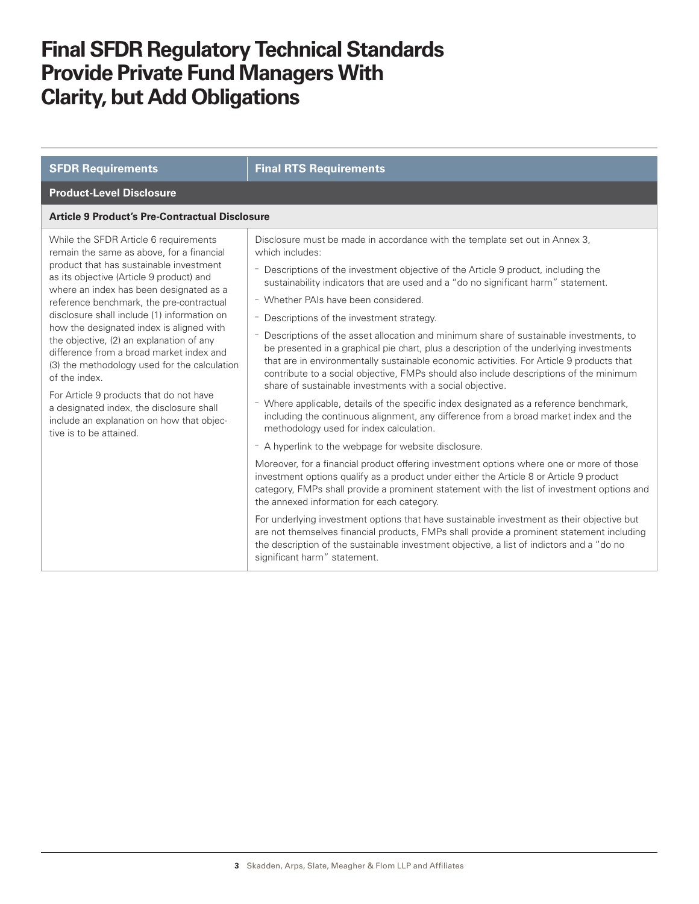# Final SFDR Regulatory Technical Standards Provide Private Fund Managers With Clarity, but Add Obligations

| SFDR Requirements | Final RTS Requirements |
|---|---|
| **Product-Level Disclosure** | |
| **Article 9 Product's Pre-Contractual Disclosure** | |
| While the SFDR Article 6 requirements remain the same as above, for a financial product that has sustainable investment as its objective (Article 9 product) and where an index has been designated as a reference benchmark, the pre-contractual disclosure shall include (1) information on how the designated index is aligned with the objective, (2) an explanation of any difference from a broad market index and (3) the methodology used for the calculation of the index.<br><br>For Article 9 products that do not have a designated index, the disclosure shall include an explanation on how that objective is to be attained. | Disclosure must be made in accordance with the template set out in Annex 3, which includes:<br>- Descriptions of the investment objective of the Article 9 product, including the sustainability indicators that are used and a "do no significant harm" statement.<br>- Whether PAIs have been considered.<br>- Descriptions of the investment strategy.<br>- Descriptions of the asset allocation and minimum share of sustainable investments, to be presented in a graphical pie chart, plus a description of the underlying investments that are in environmentally sustainable economic activities. For Article 9 products that contribute to a social objective, FMPs should also include descriptions of the minimum share of sustainable investments with a social objective.<br>- Where applicable, details of the specific index designated as a reference benchmark, including the continuous alignment, any difference from a broad market index and the methodology used for index calculation.<br>- A hyperlink to the webpage for website disclosure.<br><br>Moreover, for a financial product offering investment options where one or more of those investment options qualify as a product under either the Article 8 or Article 9 product category, FMPs shall provide a prominent statement with the list of investment options and the annexed information for each category.<br><br>For underlying investment options that have sustainable investment as their objective but are not themselves financial products, FMPs shall provide a prominent statement including the description of the sustainable investment objective, a list of indictors and a "do no significant harm" statement. |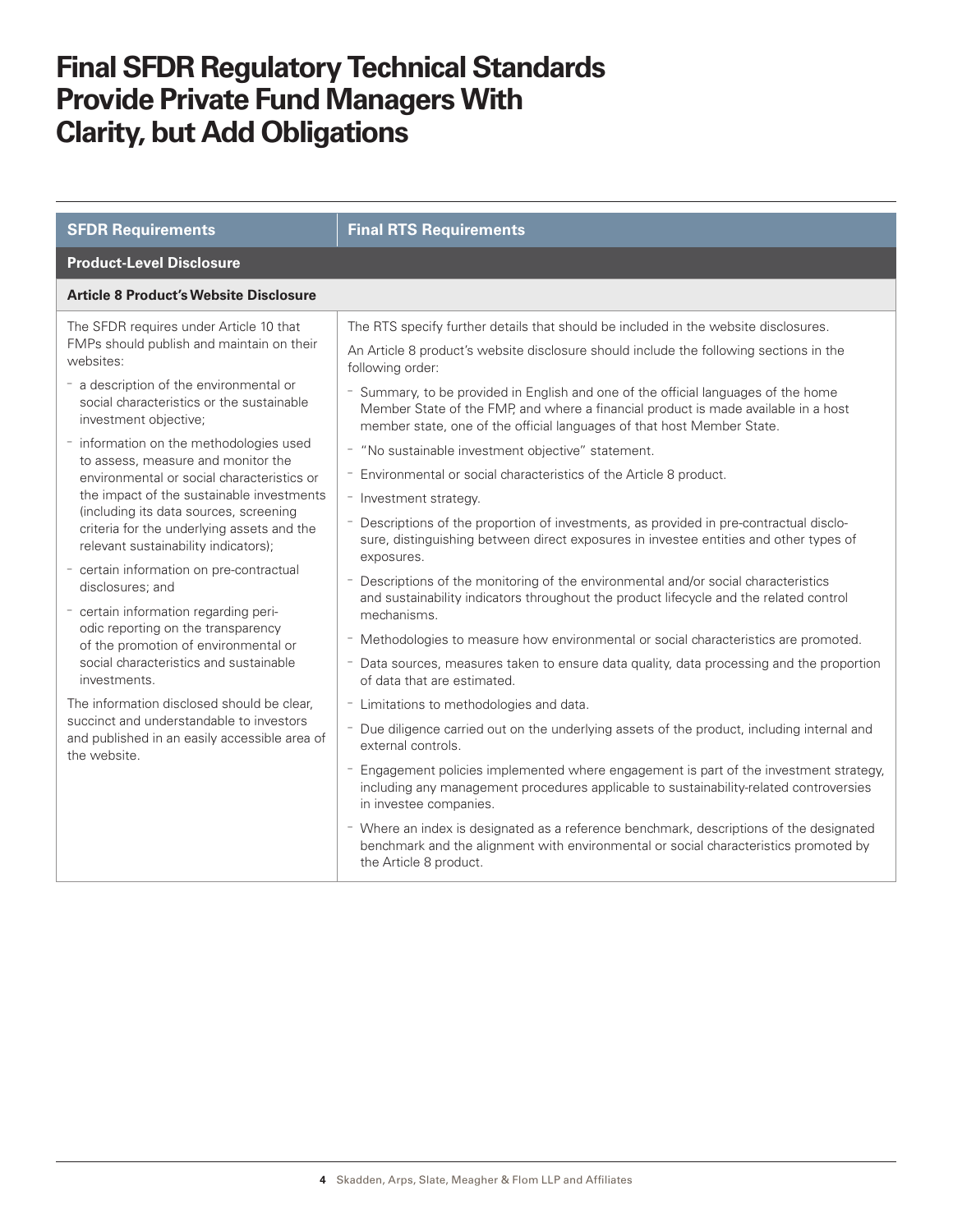# Final SFDR Regulatory Technical Standards Provide Private Fund Managers With Clarity, but Add Obligations

| SFDR Requirements | Final RTS Requirements |
|---|---|
| **Product-Level Disclosure** | |
| **Article 8 Product's Website Disclosure** | |
| The SFDR requires under Article 10 that FMPs should publish and maintain on their websites:<br>- a description of the environmental or social characteristics or the sustainable investment objective;<br>- information on the methodologies used to assess, measure and monitor the environmental or social characteristics or the impact of the sustainable investments (including its data sources, screening criteria for the underlying assets and the relevant sustainability indicators);<br>- certain information on pre-contractual disclosures; and<br>- certain information regarding periodic reporting on the transparency of the promotion of environmental or social characteristics and sustainable investments.<br>The information disclosed should be clear, succinct and understandable to investors and published in an easily accessible area of the website. | The RTS specify further details that should be included in the website disclosures.<br>An Article 8 product's website disclosure should include the following sections in the following order:<br>- Summary, to be provided in English and one of the official languages of the home Member State of the FMP, and where a financial product is made available in a host member state, one of the official languages of that host Member State.<br>- "No sustainable investment objective" statement.<br>- Environmental or social characteristics of the Article 8 product.<br>- Investment strategy.<br>- Descriptions of the proportion of investments, as provided in pre-contractual disclosure, distinguishing between direct exposures in investee entities and other types of exposures.<br>- Descriptions of the monitoring of the environmental and/or social characteristics and sustainability indicators throughout the product lifecycle and the related control mechanisms.<br>- Methodologies to measure how environmental or social characteristics are promoted.<br>- Data sources, measures taken to ensure data quality, data processing and the proportion of data that are estimated.<br>- Limitations to methodologies and data.<br>- Due diligence carried out on the underlying assets of the product, including internal and external controls.<br>- Engagement policies implemented where engagement is part of the investment strategy, including any management procedures applicable to sustainability-related controversies in investee companies.<br>- Where an index is designated as a reference benchmark, descriptions of the designated benchmark and the alignment with environmental or social characteristics promoted by the Article 8 product. |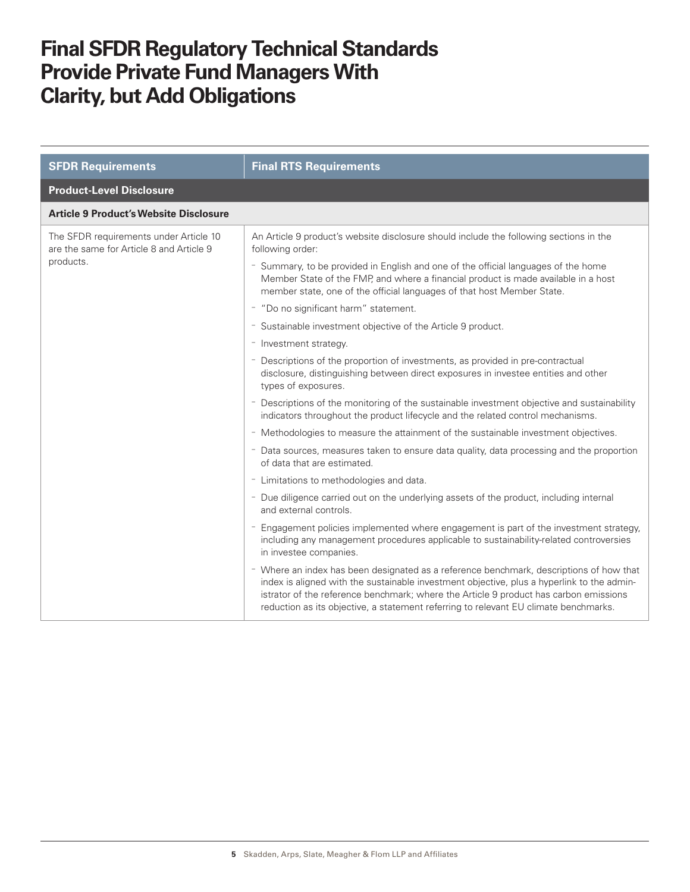# Final SFDR Regulatory Technical Standards Provide Private Fund Managers With Clarity, but Add Obligations

| SFDR Requirements | Final RTS Requirements |
|---|---|
| **Product-Level Disclosure** | |
| **Article 9 Product's Website Disclosure** | |
| The SFDR requirements under Article 10 are the same for Article 8 and Article 9 products. | An Article 9 product's website disclosure should include the following sections in the following order:<br>- Summary, to be provided in English and one of the official languages of the home Member State of the FMP, and where a financial product is made available in a host member state, one of the official languages of that host Member State.<br>- "Do no significant harm" statement.<br>- Sustainable investment objective of the Article 9 product.<br>- Investment strategy.<br>- Descriptions of the proportion of investments, as provided in pre-contractual disclosure, distinguishing between direct exposures in investee entities and other types of exposures.<br>- Descriptions of the monitoring of the sustainable investment objective and sustainability indicators throughout the product lifecycle and the related control mechanisms.<br>- Methodologies to measure the attainment of the sustainable investment objectives.<br>- Data sources, measures taken to ensure data quality, data processing and the proportion of data that are estimated.<br>- Limitations to methodologies and data.<br>- Due diligence carried out on the underlying assets of the product, including internal and external controls.<br>- Engagement policies implemented where engagement is part of the investment strategy, including any management procedures applicable to sustainability-related controversies in investee companies.<br>- Where an index has been designated as a reference benchmark, descriptions of how that index is aligned with the sustainable investment objective, plus a hyperlink to the administrator of the reference benchmark; where the Article 9 product has carbon emissions reduction as its objective, a statement referring to relevant EU climate benchmarks. |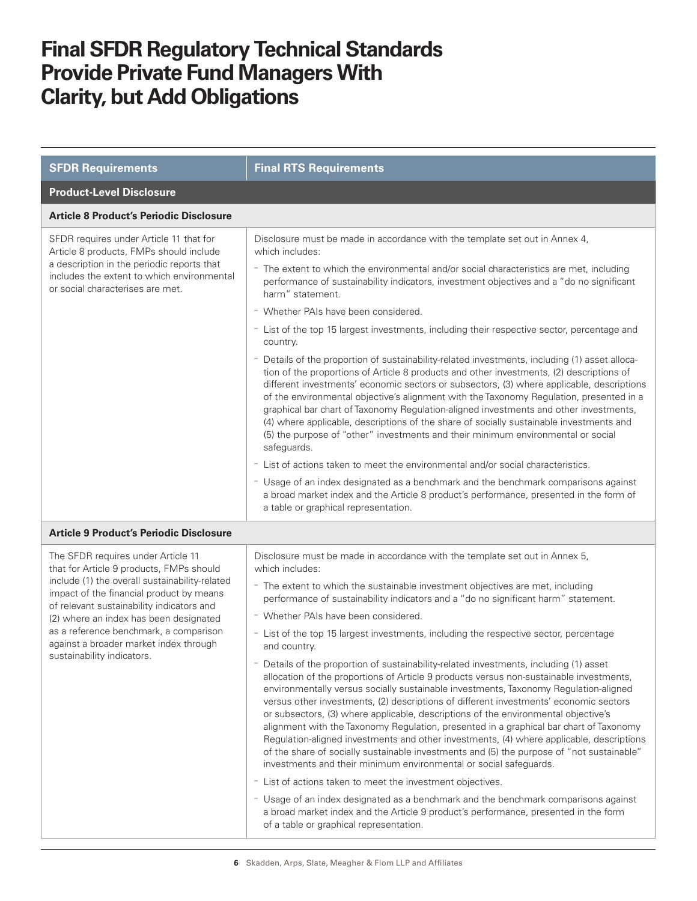# Final SFDR Regulatory Technical Standards Provide Private Fund Managers With Clarity, but Add Obligations

| SFDR Requirements | Final RTS Requirements |
|---|---|
| **Product-Level Disclosure** | |
| **Article 8 Product's Periodic Disclosure** | |
| SFDR requires under Article 11 that for Article 8 products, FMPs should include a description in the periodic reports that includes the extent to which environmental or social characterises are met. | Disclosure must be made in accordance with the template set out in Annex 4, which includes:<br>- The extent to which the environmental and/or social characteristics are met, including performance of sustainability indicators, investment objectives and a "do no significant harm" statement.<br>- Whether PAIs have been considered.<br>- List of the top 15 largest investments, including their respective sector, percentage and country.<br>- Details of the proportion of sustainability-related investments, including (1) asset allocation of the proportions of Article 8 products and other investments, (2) descriptions of different investments' economic sectors or subsectors, (3) where applicable, descriptions of the environmental objective's alignment with the Taxonomy Regulation, presented in a graphical bar chart of Taxonomy Regulation-aligned investments and other investments, (4) where applicable, descriptions of the share of socially sustainable investments and (5) the purpose of "other" investments and their minimum environmental or social safeguards.<br>- List of actions taken to meet the environmental and/or social characteristics.<br>- Usage of an index designated as a benchmark and the benchmark comparisons against a broad market index and the Article 8 product's performance, presented in the form of a table or graphical representation. |
| **Article 9 Product's Periodic Disclosure** | |
| The SFDR requires under Article 11 that for Article 9 products, FMPs should include (1) the overall sustainability-related impact of the financial product by means of relevant sustainability indicators and (2) where an index has been designated as a reference benchmark, a comparison against a broader market index through sustainability indicators. | Disclosure must be made in accordance with the template set out in Annex 5, which includes:<br>- The extent to which the sustainable investment objectives are met, including performance of sustainability indicators and a "do no significant harm" statement.<br>- Whether PAIs have been considered.<br>- List of the top 15 largest investments, including the respective sector, percentage and country.<br>- Details of the proportion of sustainability-related investments, including (1) asset allocation of the proportions of Article 9 products versus non-sustainable investments, environmentally versus socially sustainable investments, Taxonomy Regulation-aligned versus other investments, (2) descriptions of different investments' economic sectors or subsectors, (3) where applicable, descriptions of the environmental objective's alignment with the Taxonomy Regulation, presented in a graphical bar chart of Taxonomy Regulation-aligned investments and other investments, (4) where applicable, descriptions of the share of socially sustainable investments and (5) the purpose of "not sustainable" investments and their minimum environmental or social safeguards.<br>- List of actions taken to meet the investment objectives.<br>- Usage of an index designated as a benchmark and the benchmark comparisons against a broad market index and the Article 9 product's performance, presented in the form of a table or graphical representation. |